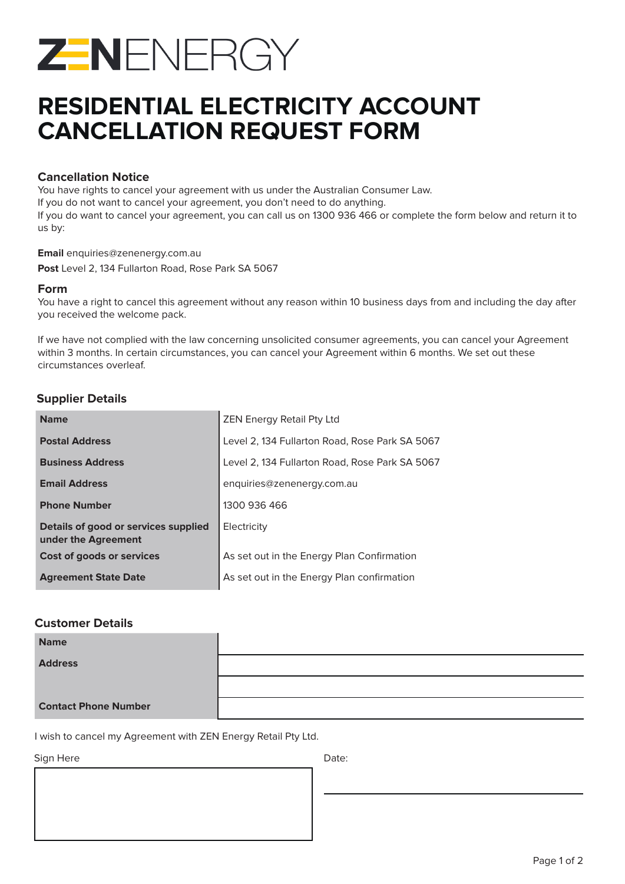ZENENERGY

# RESIDENTIAL ELECTRICITY ACCOUNT CANCELLATION REQUEST FORM

### Cancellation Notice

You have rights to cancel your agreement with us under the Australian Consumer Law.
If you do not want to cancel your agreement, you don't need to do anything.
If you do want to cancel your agreement, you can call us on 1300 936 466 or complete the form below and return it to us by:

**Email** enquiries@zenenergy.com.au

**Post** Level 2, 134 Fullarton Road, Rose Park SA 5067

### Form

You have a right to cancel this agreement without any reason within 10 business days from and including the day after you received the welcome pack.

If we have not complied with the law concerning unsolicited consumer agreements, you can cancel your Agreement within 3 months. In certain circumstances, you can cancel your Agreement within 6 months. We set out these circumstances overleaf.

### Supplier Details

| | |
|---|---|
| **Name** | ZEN Energy Retail Pty Ltd |
| **Postal Address** | Level 2, 134 Fullarton Road, Rose Park SA 5067 |
| **Business Address** | Level 2, 134 Fullarton Road, Rose Park SA 5067 |
| **Email Address** | enquiries@zenenergy.com.au |
| **Phone Number** | 1300 936 466 |
| **Details of good or services supplied under the Agreement** | Electricity |
| **Cost of goods or services** | As set out in the Energy Plan Confirmation |
| **Agreement State Date** | As set out in the Energy Plan confirmation |

### Customer Details

| | |
|---|---|
| **Name** | |
| **Address** | |
| | |
| **Contact Phone Number** | |

I wish to cancel my Agreement with ZEN Energy Retail Pty Ltd.

Sign Here

Date: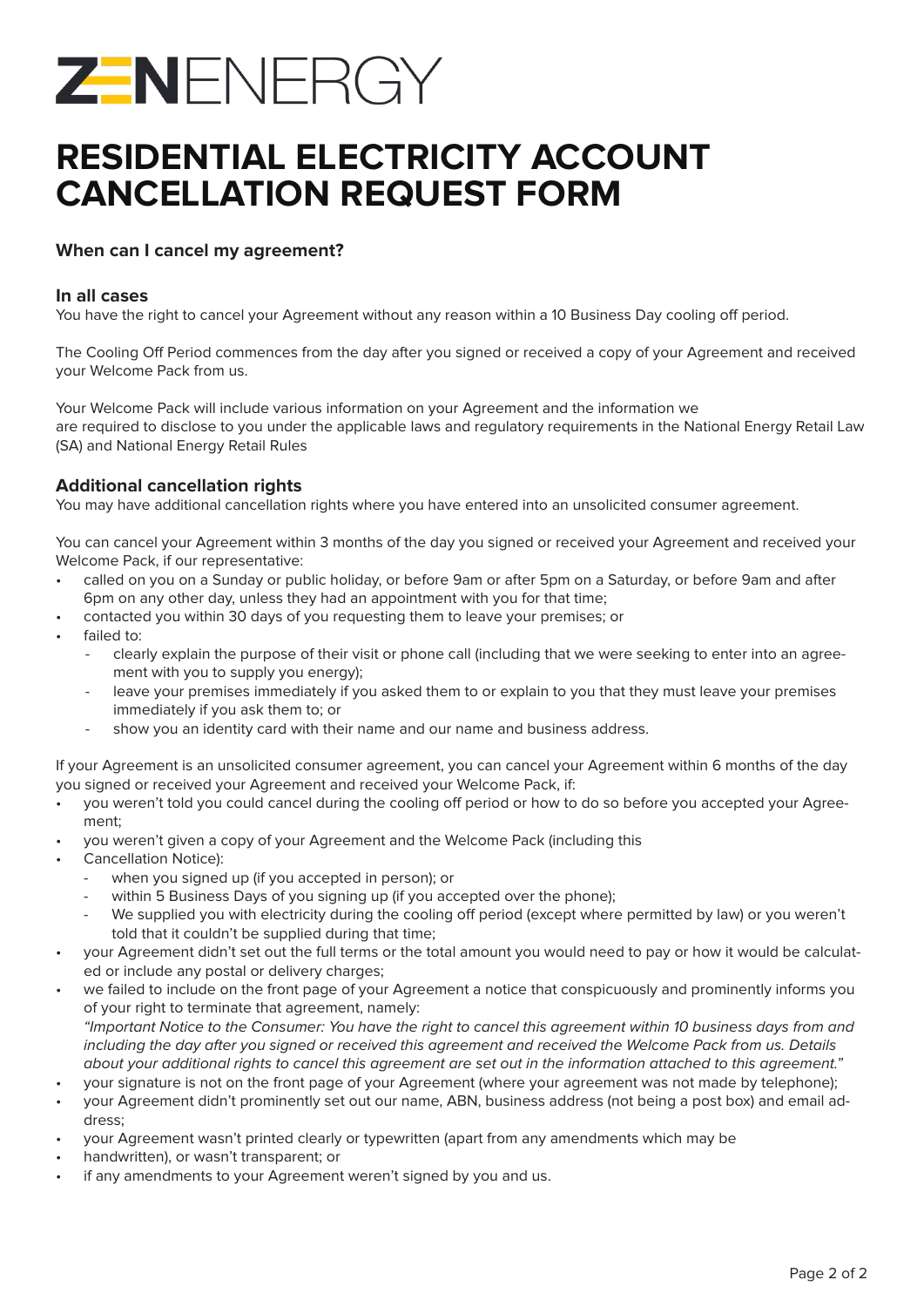ZENENERGY

# RESIDENTIAL ELECTRICITY ACCOUNT CANCELLATION REQUEST FORM

### When can I cancel my agreement?

#### In all cases

You have the right to cancel your Agreement without any reason within a 10 Business Day cooling off period.

The Cooling Off Period commences from the day after you signed or received a copy of your Agreement and received your Welcome Pack from us.

Your Welcome Pack will include various information on your Agreement and the information we are required to disclose to you under the applicable laws and regulatory requirements in the National Energy Retail Law (SA) and National Energy Retail Rules

#### Additional cancellation rights

You may have additional cancellation rights where you have entered into an unsolicited consumer agreement.

You can cancel your Agreement within 3 months of the day you signed or received your Agreement and received your Welcome Pack, if our representative:

- called on you on a Sunday or public holiday, or before 9am or after 5pm on a Saturday, or before 9am and after 6pm on any other day, unless they had an appointment with you for that time;
- contacted you within 30 days of you requesting them to leave your premises; or
- failed to:
  - clearly explain the purpose of their visit or phone call (including that we were seeking to enter into an agreement with you to supply you energy);
  - leave your premises immediately if you asked them to or explain to you that they must leave your premises immediately if you ask them to; or
  - show you an identity card with their name and our name and business address.

If your Agreement is an unsolicited consumer agreement, you can cancel your Agreement within 6 months of the day you signed or received your Agreement and received your Welcome Pack, if:

- you weren't told you could cancel during the cooling off period or how to do so before you accepted your Agreement;
- you weren't given a copy of your Agreement and the Welcome Pack (including this
- Cancellation Notice):
  - when you signed up (if you accepted in person); or
  - within 5 Business Days of you signing up (if you accepted over the phone);
  - We supplied you with electricity during the cooling off period (except where permitted by law) or you weren't told that it couldn't be supplied during that time;
- your Agreement didn't set out the full terms or the total amount you would need to pay or how it would be calculated or include any postal or delivery charges;
- we failed to include on the front page of your Agreement a notice that conspicuously and prominently informs you of your right to terminate that agreement, namely:
  *"Important Notice to the Consumer: You have the right to cancel this agreement within 10 business days from and including the day after you signed or received this agreement and received the Welcome Pack from us. Details about your additional rights to cancel this agreement are set out in the information attached to this agreement."*
- your signature is not on the front page of your Agreement (where your agreement was not made by telephone);
- your Agreement didn't prominently set out our name, ABN, business address (not being a post box) and email address;
- your Agreement wasn't printed clearly or typewritten (apart from any amendments which may be
- handwritten), or wasn't transparent; or
- if any amendments to your Agreement weren't signed by you and us.